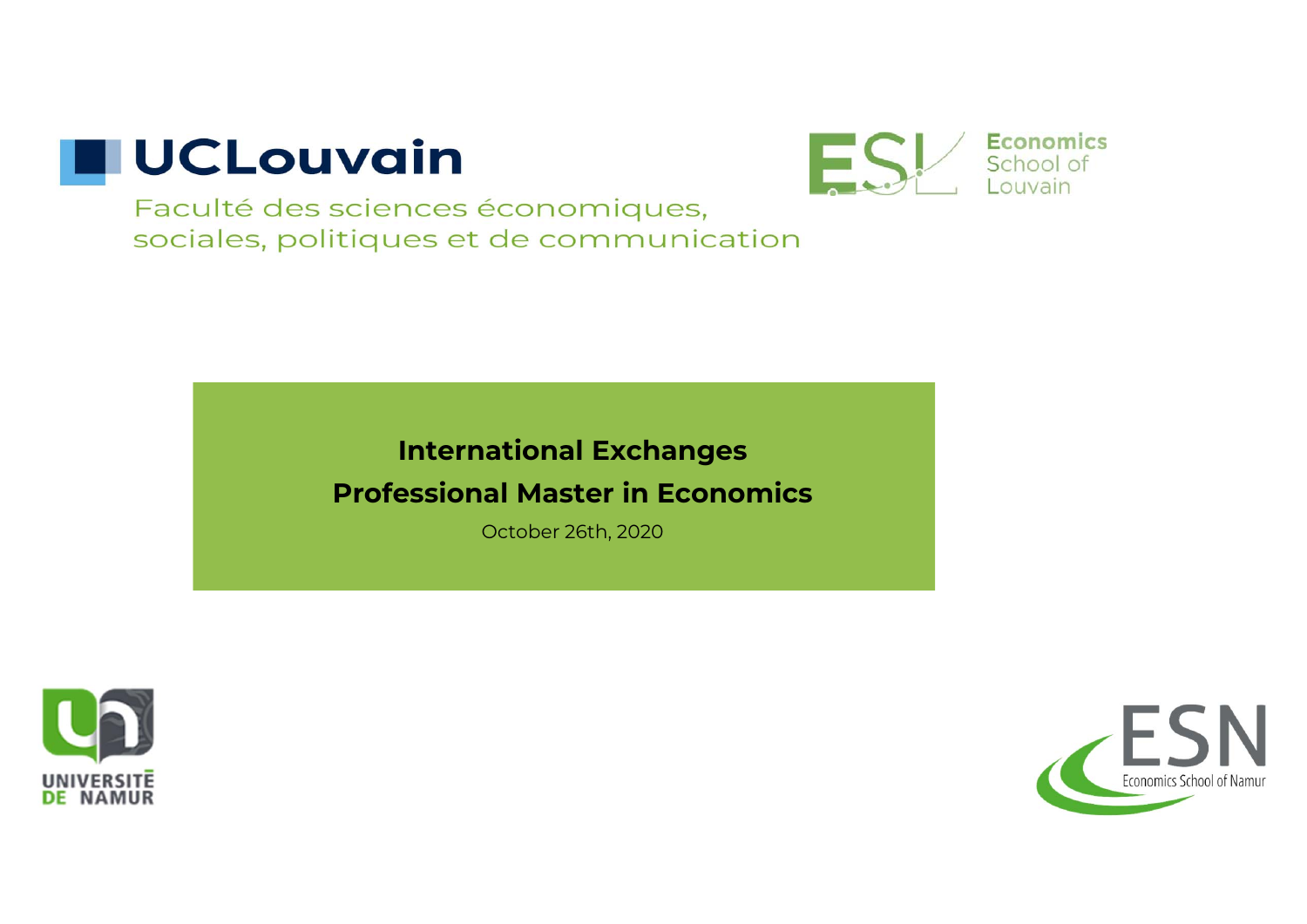UCLouvain

Faculté des sciences économiques, sociales, politiques et de communication

Economics School of Louvain

# International Exchanges

## Professional Master in Economics

October 26th, 2020

UNIVERSITÉ DE NAMUR

ESN Economics School of Namur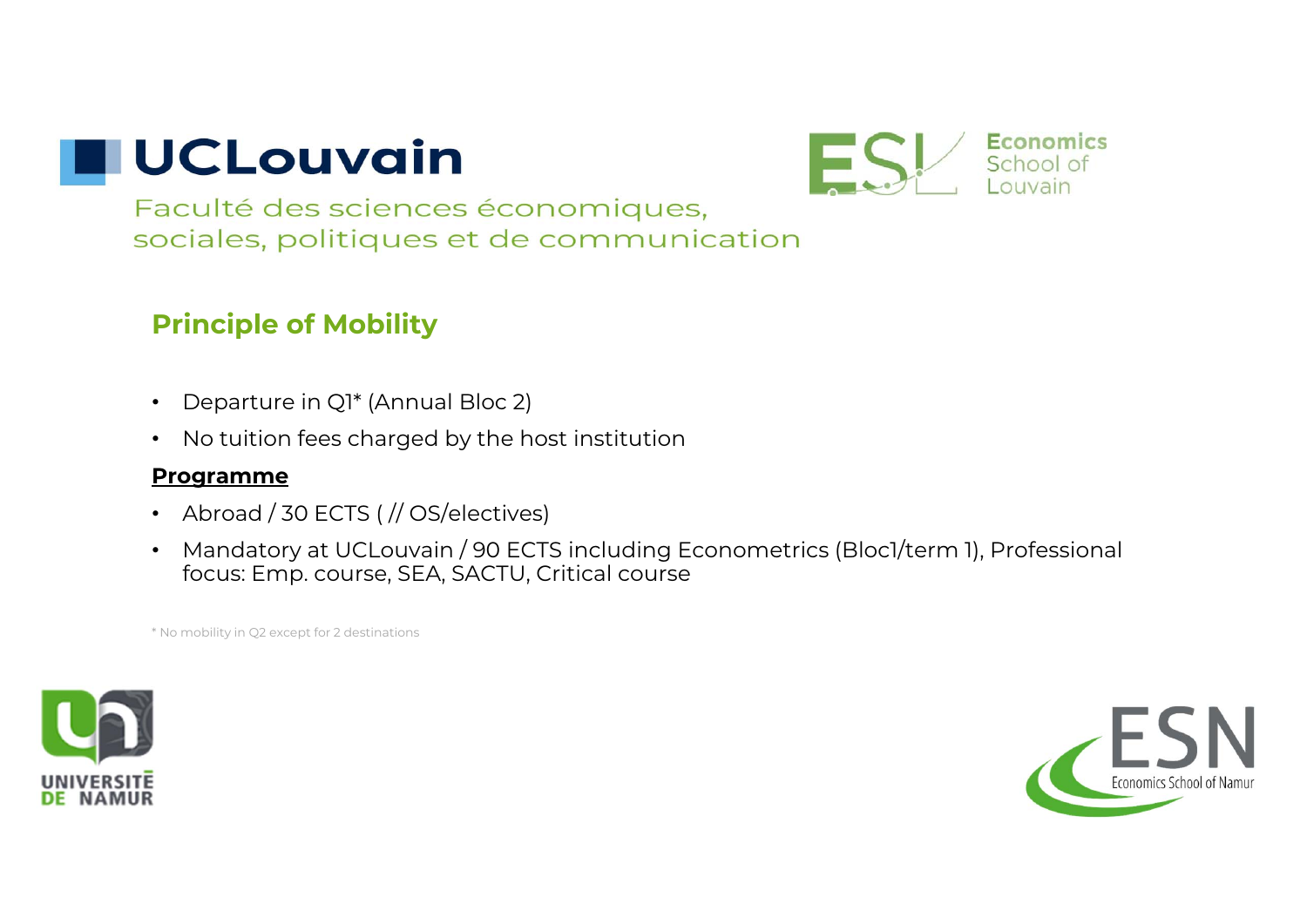UCLouvain

Faculté des sciences économiques, sociales, politiques et de communication

Economics School of Louvain

## Principle of Mobility

- Departure in Q1* (Annual Bloc 2)
- No tuition fees charged by the host institution

**Programme**

- Abroad / 30 ECTS ( // OS/electives)
- Mandatory at UCLouvain / 90 ECTS including Econometrics (Bloc1/term 1), Professional focus: Emp. course, SEA, SACTU, Critical course

\* No mobility in Q2 except for 2 destinations

UNIVERSITÉ DE NAMUR

ESN Economics School of Namur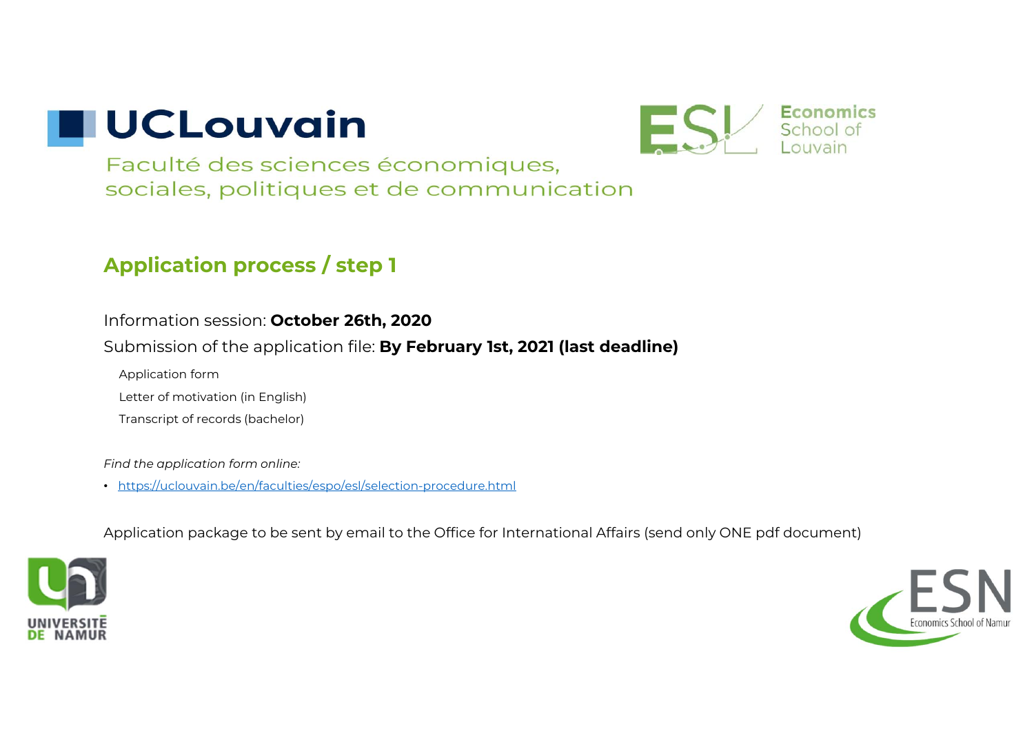UCLouvain

Faculté des sciences économiques, sociales, politiques et de communication

Economics School of Louvain

## Application process / step 1

Information session: **October 26th, 2020**

Submission of the application file: **By February 1st, 2021 (last deadline)**

- Application form
- Letter of motivation (in English)
- Transcript of records (bachelor)

*Find the application form online:*

- https://uclouvain.be/en/faculties/espo/esl/selection-procedure.html

Application package to be sent by email to the Office for International Affairs (send only ONE pdf document)

UNIVERSITÉ DE NAMUR

ESN Economics School of Namur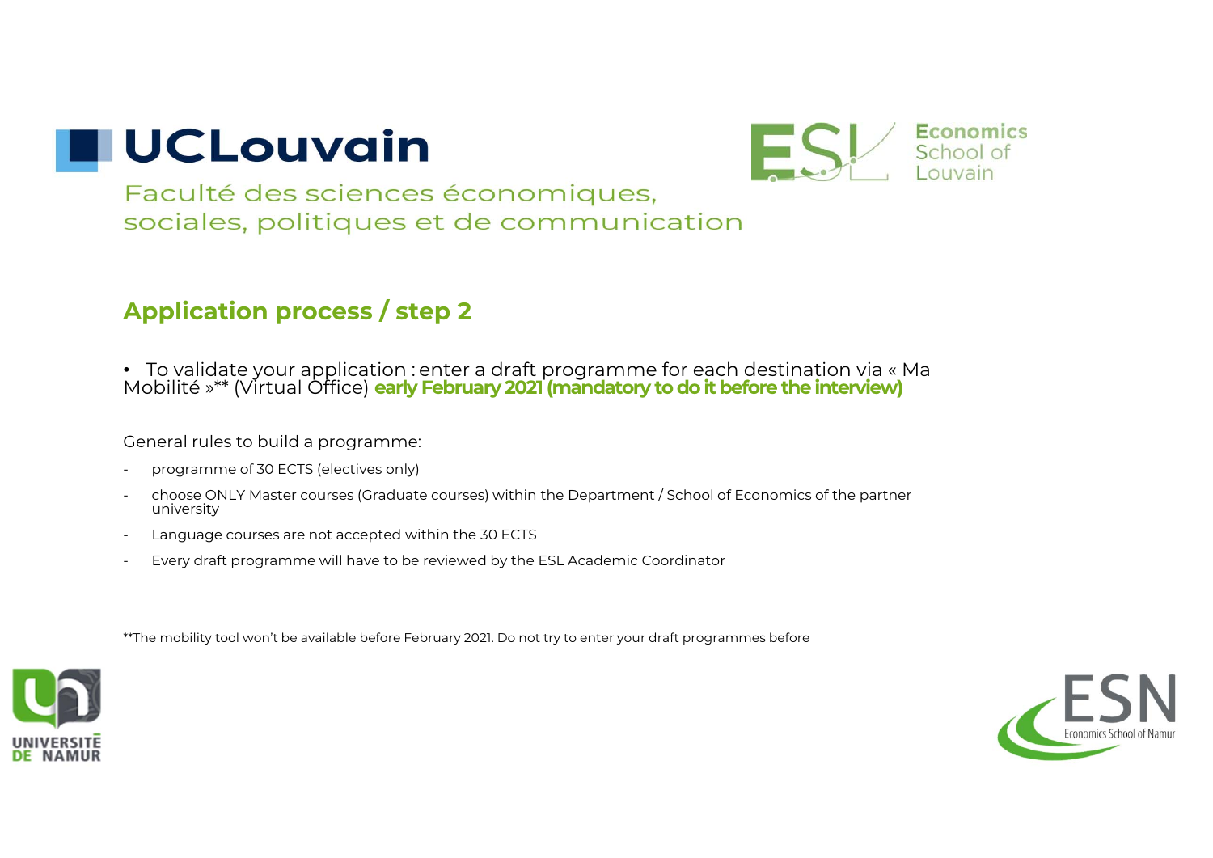## Application process / step 2

- To validate your application : enter a draft programme for each destination via « Ma Mobilité »** (Virtual Office) **early February 2021 (mandatory to do it before the interview)**

General rules to build a programme:

- programme of 30 ECTS (electives only)
- choose ONLY Master courses (Graduate courses) within the Department / School of Economics of the partner university
- Language courses are not accepted within the 30 ECTS
- Every draft programme will have to be reviewed by the ESL Academic Coordinator

**The mobility tool won't be available before February 2021. Do not try to enter your draft programmes before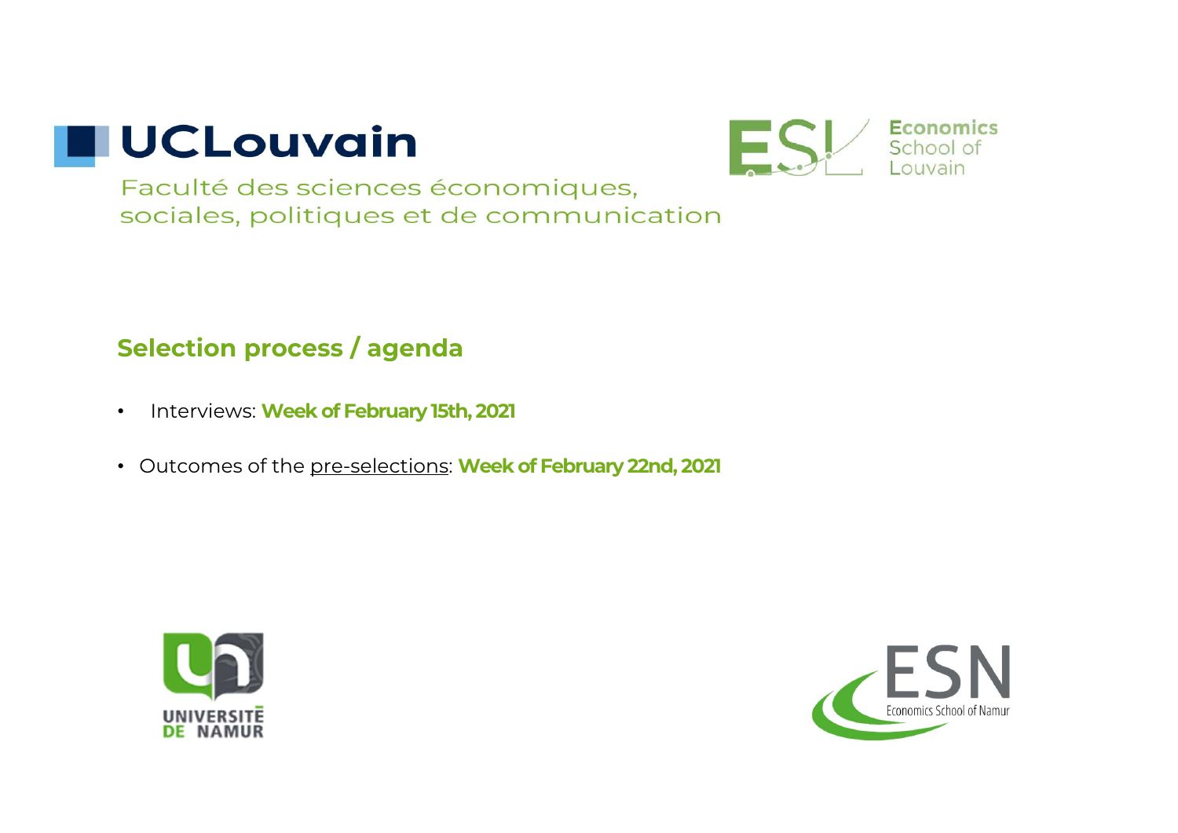UCLouvain

Faculté des sciences économiques, sociales, politiques et de communication

Economics School of Louvain

## Selection process / agenda

- Interviews: **Week of February 15th, 2021**
- Outcomes of the pre-selections: **Week of February 22nd, 2021**

UNIVERSITÉ DE NAMUR

ESN Economics School of Namur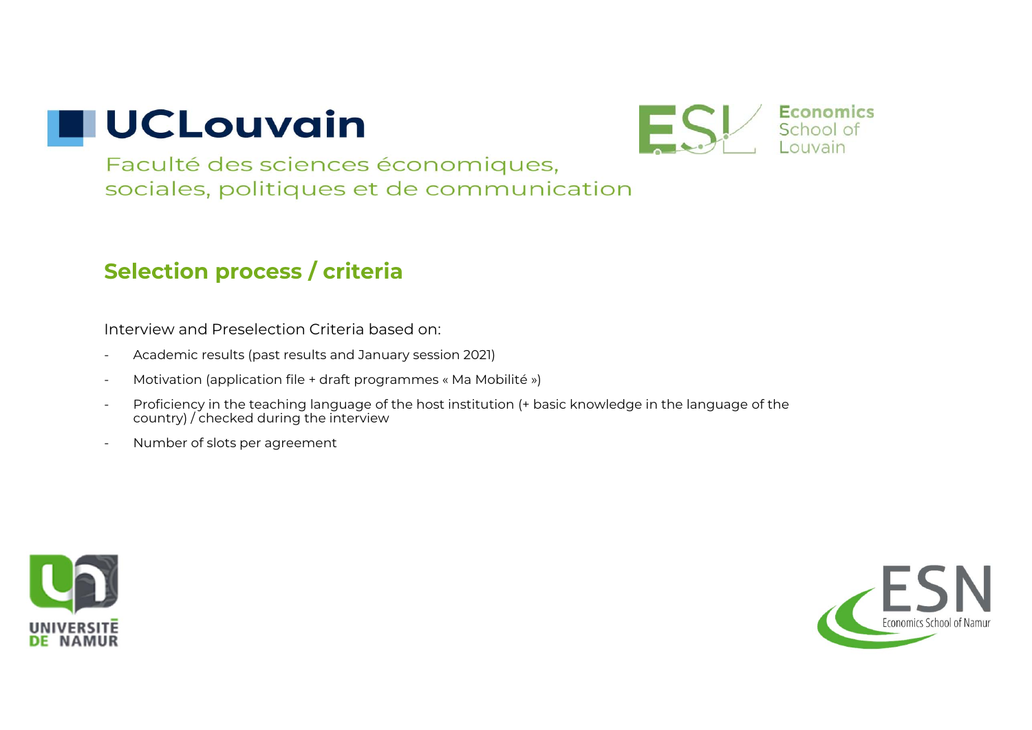UCLouvain

Faculté des sciences économiques, sociales, politiques et de communication

Economics School of Louvain

## Selection process / criteria

Interview and Preselection Criteria based on:

- Academic results (past results and January session 2021)
- Motivation (application file + draft programmes « Ma Mobilité »)
- Proficiency in the teaching language of the host institution (+ basic knowledge in the language of the country) / checked during the interview
- Number of slots per agreement

UNIVERSITÉ DE NAMUR

ESN Economics School of Namur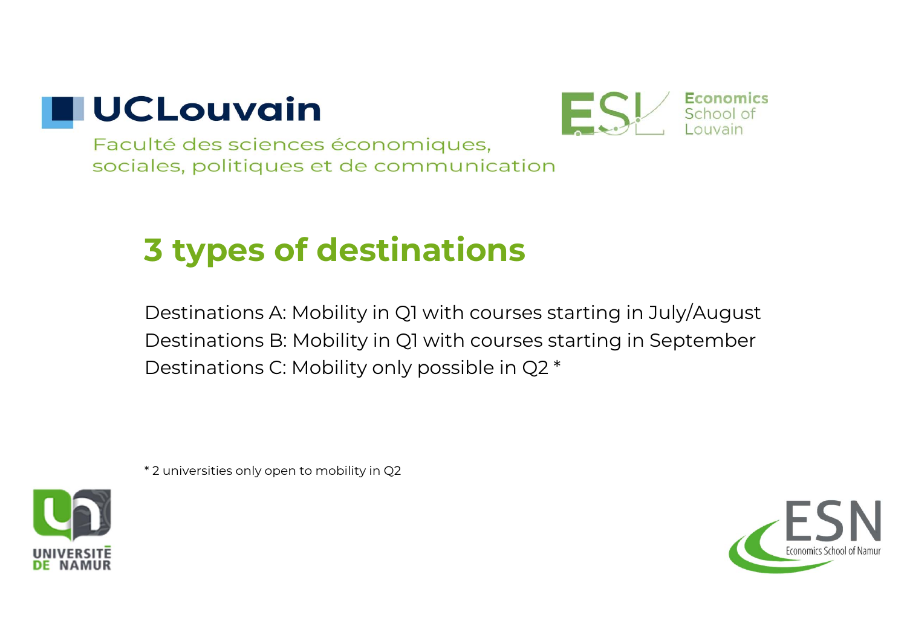UCLouvain

Faculté des sciences économiques, sociales, politiques et de communication

Economics School of Louvain

## 3 types of destinations

Destinations A: Mobility in Q1 with courses starting in July/August
Destinations B: Mobility in Q1 with courses starting in September
Destinations C: Mobility only possible in Q2 *

* 2 universities only open to mobility in Q2

UNIVERSITÉ DE NAMUR

ESN Economics School of Namur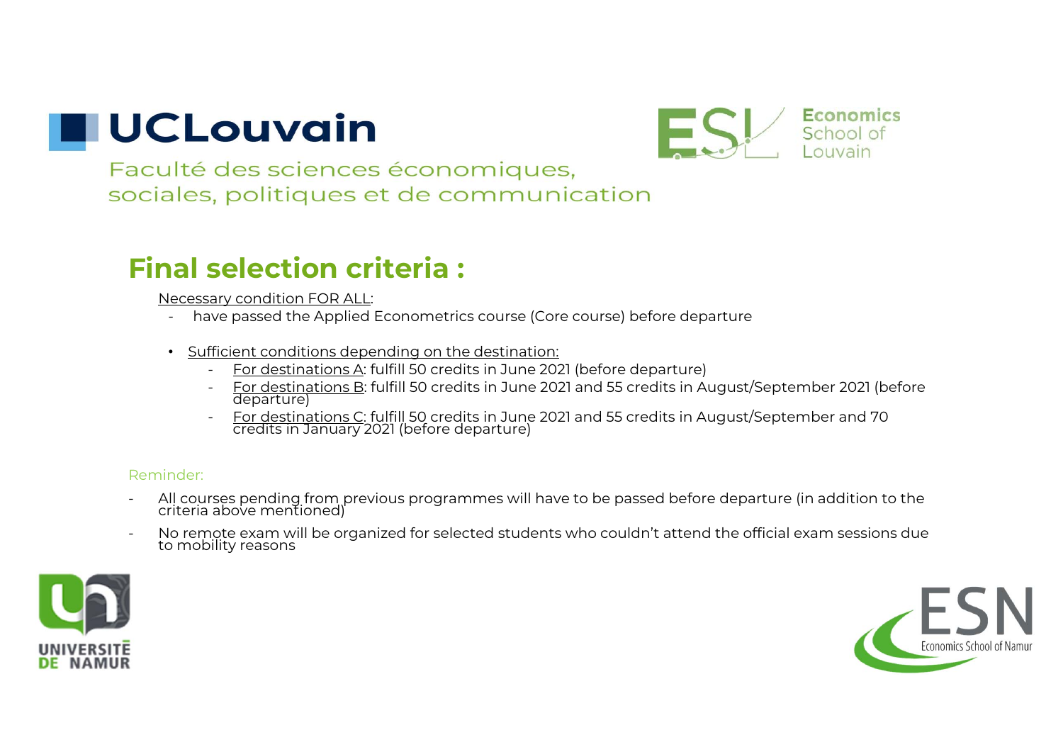UCLouvain

Faculté des sciences économiques, sociales, politiques et de communication

Economics School of Louvain

## Final selection criteria :

Necessary condition FOR ALL:

- have passed the Applied Econometrics course (Core course) before departure

- Sufficient conditions depending on the destination:
  - For destinations A: fulfill 50 credits in June 2021 (before departure)
  - For destinations B: fulfill 50 credits in June 2021 and 55 credits in August/September 2021 (before departure)
  - For destinations C: fulfill 50 credits in June 2021 and 55 credits in August/September and 70 credits in January 2021 (before departure)

Reminder:

- All courses pending from previous programmes will have to be passed before departure (in addition to the criteria above mentioned)
- No remote exam will be organized for selected students who couldn't attend the official exam sessions due to mobility reasons

UNIVERSITÉ DE NAMUR

ESN Economics School of Namur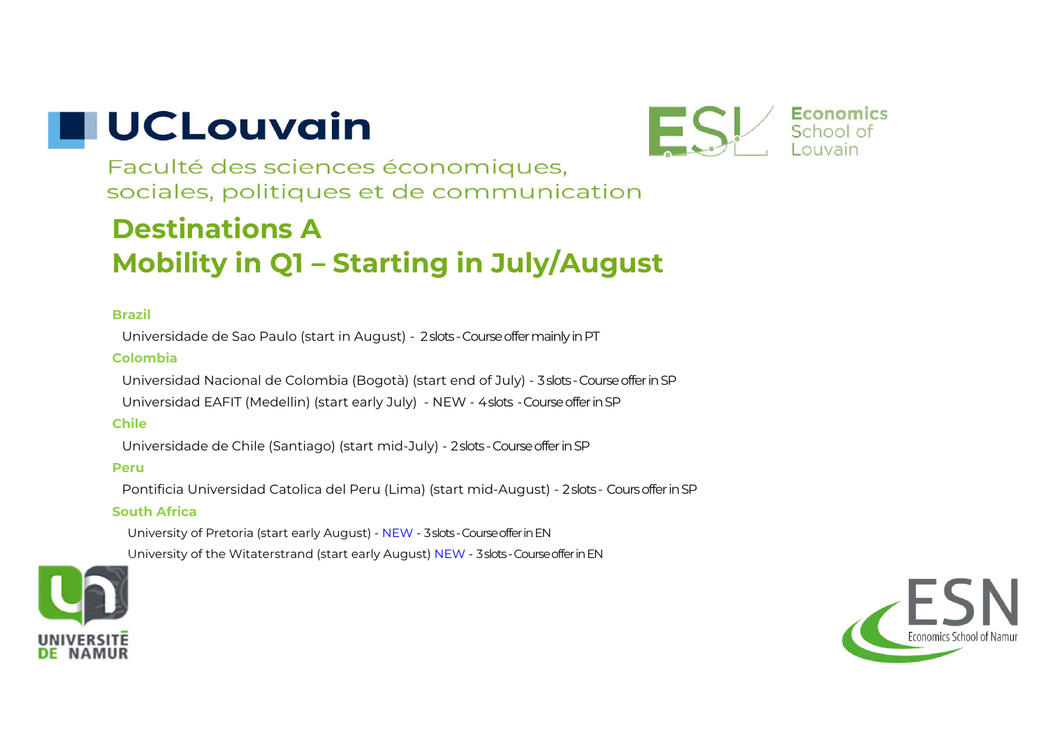UCLouvain

Faculté des sciences économiques, sociales, politiques et de communication

Economics School of Louvain

# Destinations A
# Mobility in Q1 – Starting in July/August

**Brazil**

Universidade de Sao Paulo (start in August) - 2 slots - Course offer mainly in PT

**Colombia**

Universidad Nacional de Colombia (Bogotà) (start end of July) - 3 slots - Course offer in SP

Universidad EAFIT (Medellin) (start early July) - NEW - 4 slots - Course offer in SP

**Chile**

Universidade de Chile (Santiago) (start mid-July) - 2 slots - Course offer in SP

**Peru**

Pontificia Universidad Catolica del Peru (Lima) (start mid-August) - 2 slots - Cours offer in SP

**South Africa**

University of Pretoria (start early August) - NEW - 3 slots - Course offer in EN

University of the Witaterstrand (start early August) NEW - 3 slots - Course offer in EN

UNIVERSITÉ DE NAMUR

ESN Economics School of Namur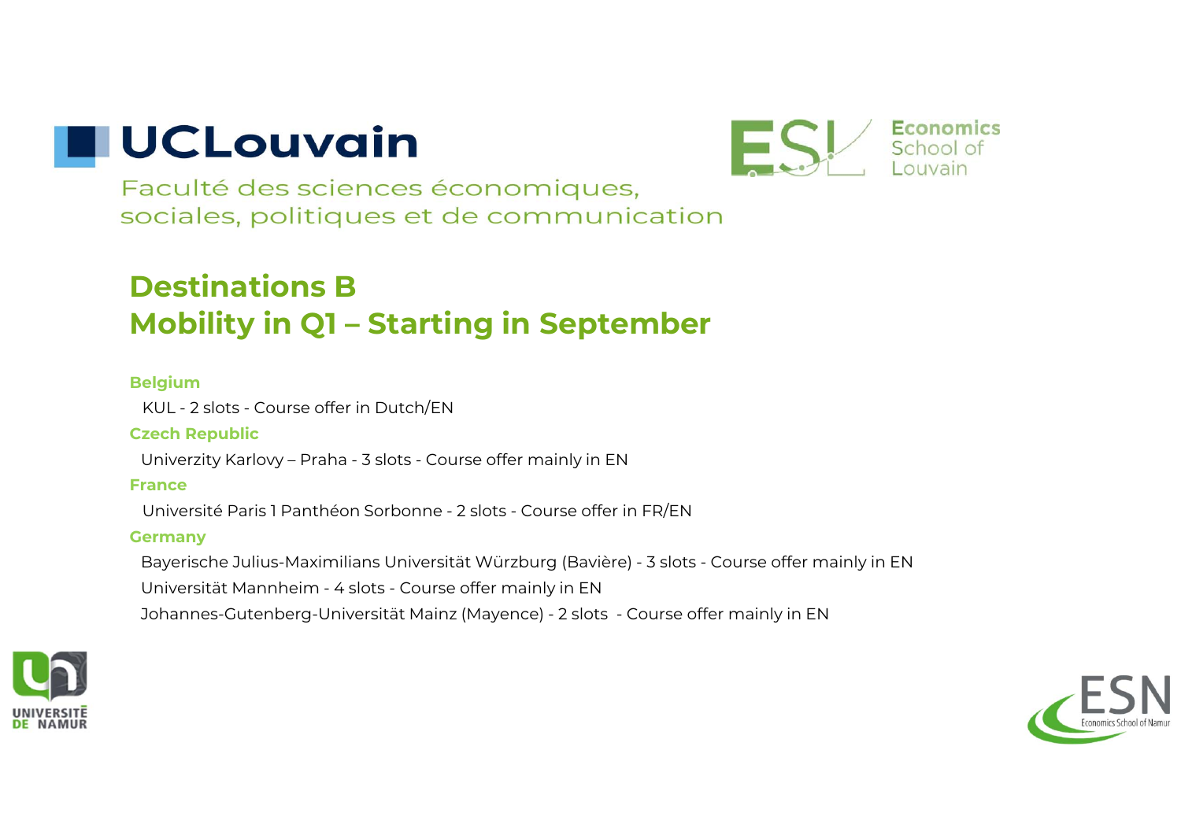UCLouvain

Faculté des sciences économiques, sociales, politiques et de communication

Economics School of Louvain

# Destinations B
# Mobility in Q1 – Starting in September

**Belgium**

KUL - 2 slots - Course offer in Dutch/EN

**Czech Republic**

Univerzity Karlovy – Praha - 3 slots - Course offer mainly in EN

**France**

Université Paris 1 Panthéon Sorbonne - 2 slots - Course offer in FR/EN

**Germany**

Bayerische Julius-Maximilians Universität Würzburg (Bavière) - 3 slots - Course offer mainly in EN

Universität Mannheim - 4 slots - Course offer mainly in EN

Johannes-Gutenberg-Universität Mainz (Mayence) - 2 slots - Course offer mainly in EN

UNIVERSITÉ DE NAMUR

ESN Economics School of Namur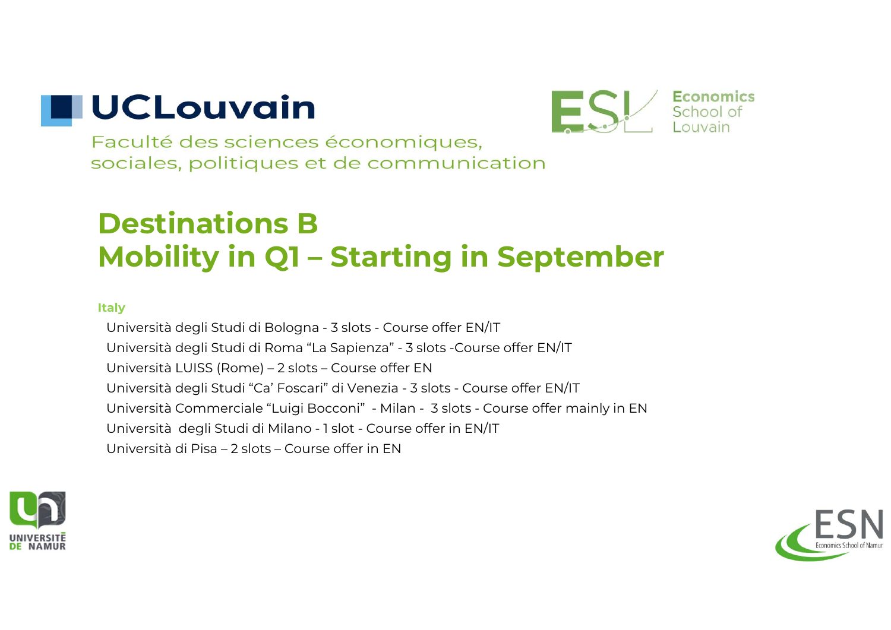UCLouvain

Faculté des sciences économiques, sociales, politiques et de communication

Economics School of Louvain

# Destinations B
# Mobility in Q1 – Starting in September

### Italy

- Università degli Studi di Bologna - 3 slots - Course offer EN/IT
- Università degli Studi di Roma "La Sapienza" - 3 slots -Course offer EN/IT
- Università LUISS (Rome) – 2 slots – Course offer EN
- Università degli Studi "Ca' Foscari" di Venezia - 3 slots - Course offer EN/IT
- Università Commerciale "Luigi Bocconi" - Milan - 3 slots - Course offer mainly in EN
- Università degli Studi di Milano - 1 slot - Course offer in EN/IT
- Università di Pisa – 2 slots – Course offer in EN

UNIVERSITÉ DE NAMUR

ESN Economics School of Namur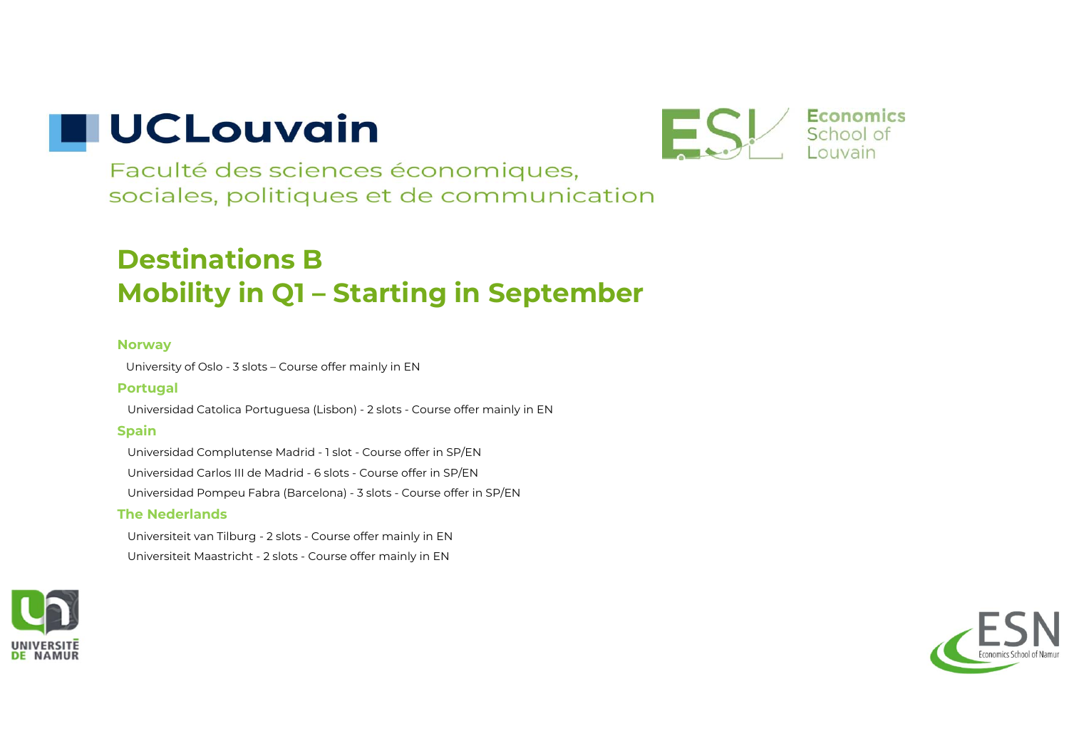UCLouvain

Faculté des sciences économiques, sociales, politiques et de communication

Economics School of Louvain

# Destinations B
# Mobility in Q1 – Starting in September

### Norway

University of Oslo - 3 slots – Course offer mainly in EN

### Portugal

Universidad Catolica Portuguesa (Lisbon) - 2 slots - Course offer mainly in EN

### Spain

Universidad Complutense Madrid - 1 slot - Course offer in SP/EN

Universidad Carlos III de Madrid - 6 slots - Course offer in SP/EN

Universidad Pompeu Fabra (Barcelona) - 3 slots - Course offer in SP/EN

### The Nederlands

Universiteit van Tilburg - 2 slots - Course offer mainly in EN

Universiteit Maastricht - 2 slots - Course offer mainly in EN

UNIVERSITÉ DE NAMUR

ESN Economics School of Namur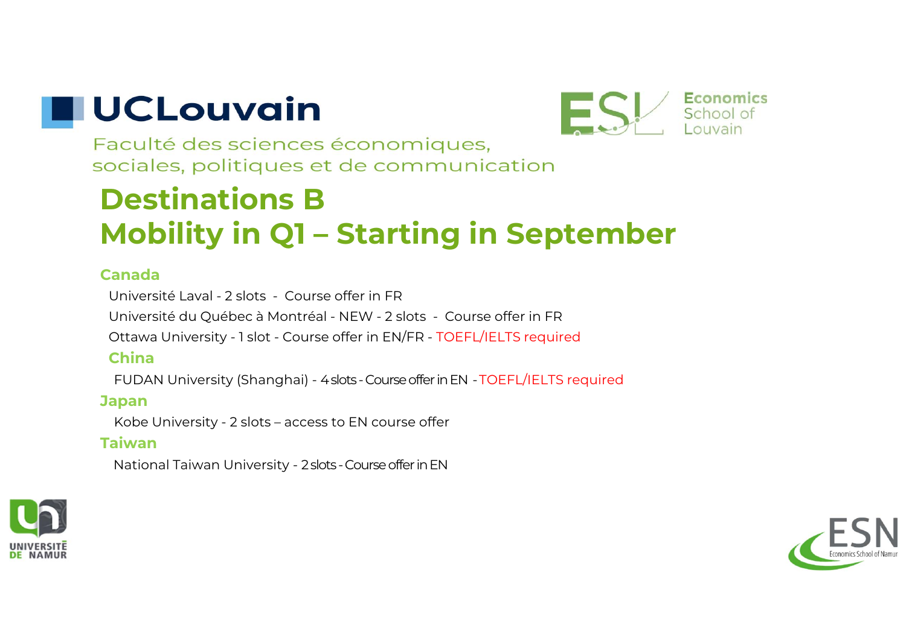UCLouvain

Faculté des sciences économiques, sociales, politiques et de communication

Economics School of Louvain

# Destinations B
# Mobility in Q1 – Starting in September

## Canada

Université Laval - 2 slots - Course offer in FR

Université du Québec à Montréal - NEW - 2 slots - Course offer in FR

Ottawa University - 1 slot - Course offer in EN/FR - TOEFL/IELTS required

## China

FUDAN University (Shanghai) - 4 slots - Course offer in EN - TOEFL/IELTS required

## Japan

Kobe University - 2 slots – access to EN course offer

## Taiwan

National Taiwan University - 2 slots - Course offer in EN

UNIVERSITÉ DE NAMUR

ESN Economics School of Namur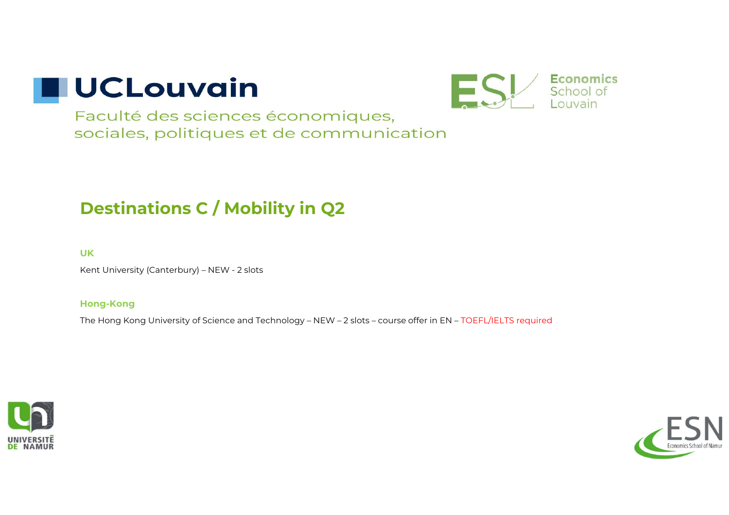UCLouvain

Faculté des sciences économiques, sociales, politiques et de communication

Economics School of Louvain

## Destinations C / Mobility in Q2

### UK

Kent University (Canterbury) – NEW - 2 slots

### Hong-Kong

The Hong Kong University of Science and Technology – NEW – 2 slots – course offer in EN – TOEFL/IELTS required

UNIVERSITÉ DE NAMUR

ESN Economics School of Namur